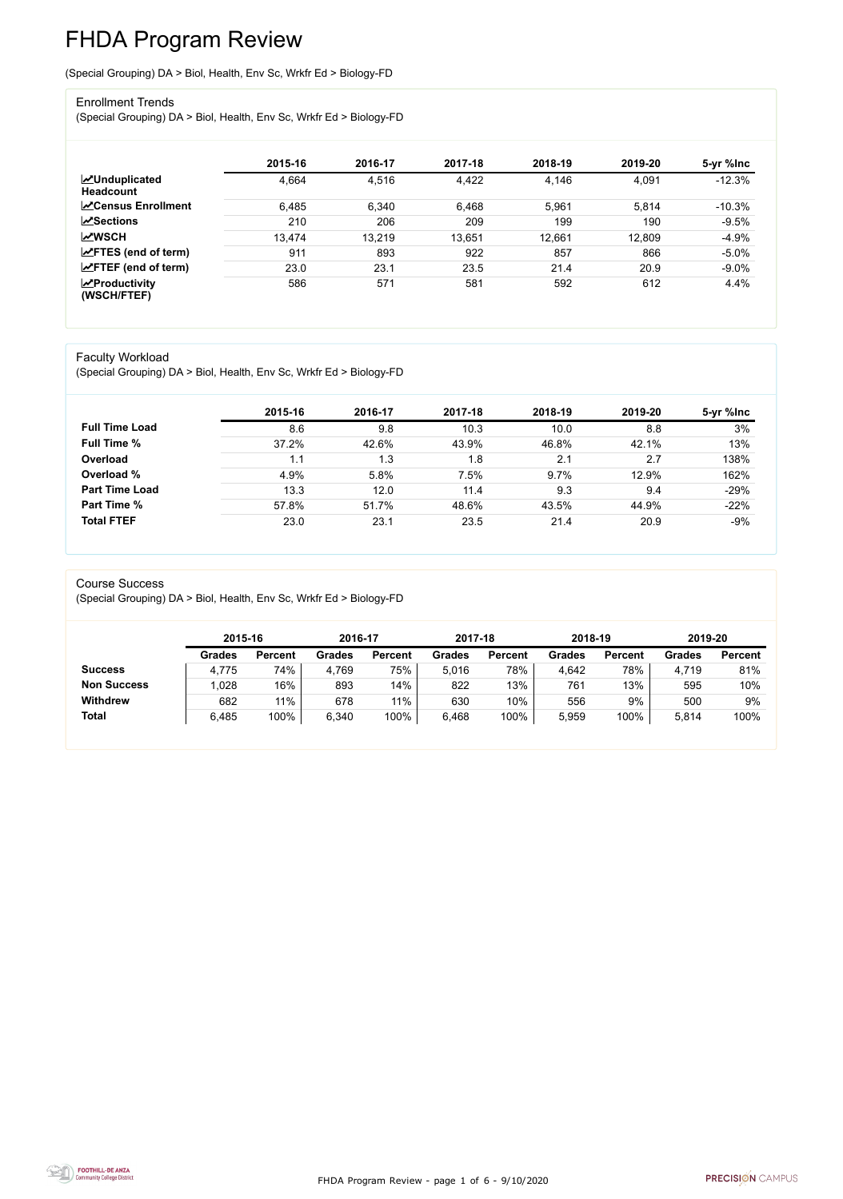# FHDA Program Review

(Special Grouping) DA > Biol, Health, Env Sc, Wrkfr Ed > Biology-FD

## Enrollment Trends

(Special Grouping) DA > Biol, Health, Env Sc, Wrkfr Ed > Biology-FD

| | 2015-16 | 2016-17 | 2017-18 | 2018-19 | 2019-20 | 5-yr %Inc |
|---|---|---|---|---|---|---|
| **Unduplicated Headcount** | 4,664 | 4,516 | 4,422 | 4,146 | 4,091 | -12.3% |
| **Census Enrollment** | 6,485 | 6,340 | 6,468 | 5,961 | 5,814 | -10.3% |
| **Sections** | 210 | 206 | 209 | 199 | 190 | -9.5% |
| **WSCH** | 13,474 | 13,219 | 13,651 | 12,661 | 12,809 | -4.9% |
| **FTES (end of term)** | 911 | 893 | 922 | 857 | 866 | -5.0% |
| **FTEF (end of term)** | 23.0 | 23.1 | 23.5 | 21.4 | 20.9 | -9.0% |
| **Productivity (WSCH/FTEF)** | 586 | 571 | 581 | 592 | 612 | 4.4% |

## Faculty Workload

(Special Grouping) DA > Biol, Health, Env Sc, Wrkfr Ed > Biology-FD

| | 2015-16 | 2016-17 | 2017-18 | 2018-19 | 2019-20 | 5-yr %Inc |
|---|---|---|---|---|---|---|
| **Full Time Load** | 8.6 | 9.8 | 10.3 | 10.0 | 8.8 | 3% |
| **Full Time %** | 37.2% | 42.6% | 43.9% | 46.8% | 42.1% | 13% |
| **Overload** | 1.1 | 1.3 | 1.8 | 2.1 | 2.7 | 138% |
| **Overload %** | 4.9% | 5.8% | 7.5% | 9.7% | 12.9% | 162% |
| **Part Time Load** | 13.3 | 12.0 | 11.4 | 9.3 | 9.4 | -29% |
| **Part Time %** | 57.8% | 51.7% | 48.6% | 43.5% | 44.9% | -22% |
| **Total FTEF** | 23.0 | 23.1 | 23.5 | 21.4 | 20.9 | -9% |

## Course Success

(Special Grouping) DA > Biol, Health, Env Sc, Wrkfr Ed > Biology-FD

| | 2015-16 | | 2016-17 | | 2017-18 | | 2018-19 | | 2019-20 | |
|---|---|---|---|---|---|---|---|---|---|---|
| | **Grades** | **Percent** | **Grades** | **Percent** | **Grades** | **Percent** | **Grades** | **Percent** | **Grades** | **Percent** |
| **Success** | 4,775 | 74% | 4,769 | 75% | 5,016 | 78% | 4,642 | 78% | 4,719 | 81% |
| **Non Success** | 1,028 | 16% | 893 | 14% | 822 | 13% | 761 | 13% | 595 | 10% |
| **Withdrew** | 682 | 11% | 678 | 11% | 630 | 10% | 556 | 9% | 500 | 9% |
| **Total** | 6,485 | 100% | 6,340 | 100% | 6,468 | 100% | 5,959 | 100% | 5,814 | 100% |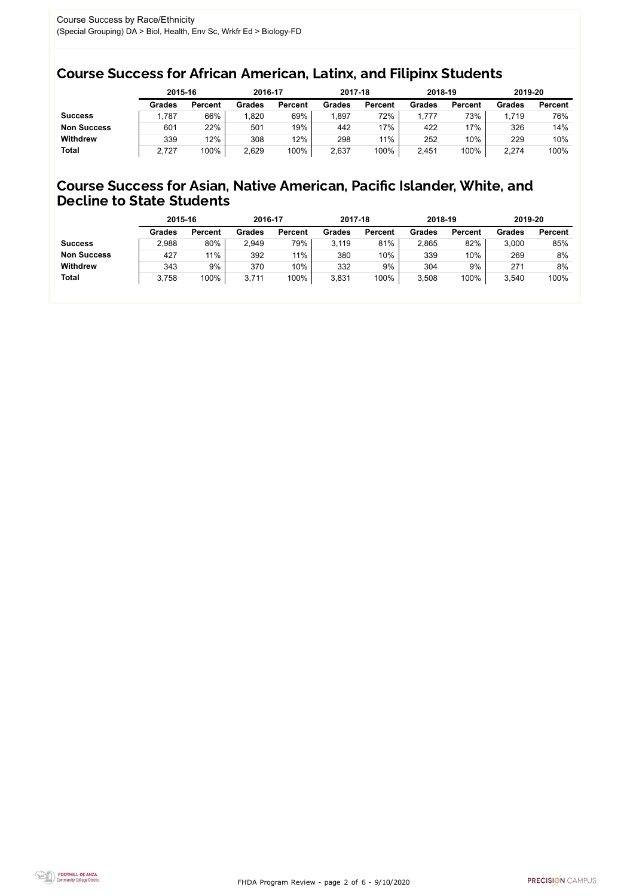Course Success by Race/Ethnicity

(Special Grouping) DA > Biol, Health, Env Sc, Wrkfr Ed > Biology-FD

## Course Success for African American, Latinx, and Filipinx Students

| | 2015-16 | | 2016-17 | | 2017-18 | | 2018-19 | | 2019-20 | |
|---|---|---|---|---|---|---|---|---|---|---|
| | Grades | Percent | Grades | Percent | Grades | Percent | Grades | Percent | Grades | Percent |
| **Success** | 1,787 | 66% | 1,820 | 69% | 1,897 | 72% | 1,777 | 73% | 1,719 | 76% |
| **Non Success** | 601 | 22% | 501 | 19% | 442 | 17% | 422 | 17% | 326 | 14% |
| **Withdrew** | 339 | 12% | 308 | 12% | 298 | 11% | 252 | 10% | 229 | 10% |
| **Total** | 2,727 | 100% | 2,629 | 100% | 2,637 | 100% | 2,451 | 100% | 2,274 | 100% |

## Course Success for Asian, Native American, Pacific Islander, White, and Decline to State Students

| | 2015-16 | | 2016-17 | | 2017-18 | | 2018-19 | | 2019-20 | |
|---|---|---|---|---|---|---|---|---|---|---|
| | Grades | Percent | Grades | Percent | Grades | Percent | Grades | Percent | Grades | Percent |
| **Success** | 2,988 | 80% | 2,949 | 79% | 3,119 | 81% | 2,865 | 82% | 3,000 | 85% |
| **Non Success** | 427 | 11% | 392 | 11% | 380 | 10% | 339 | 10% | 269 | 8% |
| **Withdrew** | 343 | 9% | 370 | 10% | 332 | 9% | 304 | 9% | 271 | 8% |
| **Total** | 3,758 | 100% | 3,711 | 100% | 3,831 | 100% | 3,508 | 100% | 3,540 | 100% |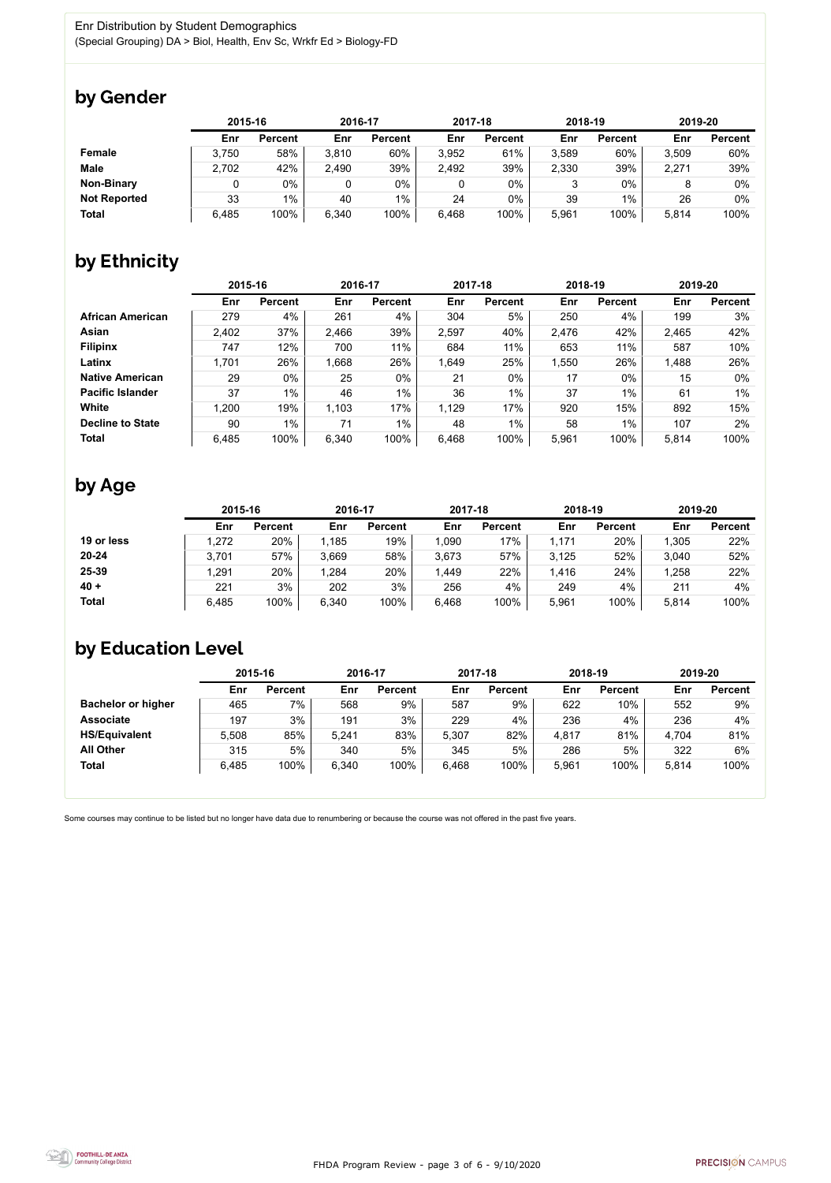Enr Distribution by Student Demographics

(Special Grouping) DA > Biol, Health, Env Sc, Wrkfr Ed > Biology-FD

## by Gender

| | 2015-16 | | 2016-17 | | 2017-18 | | 2018-19 | | 2019-20 | |
|---|---|---|---|---|---|---|---|---|---|---|
| | Enr | Percent | Enr | Percent | Enr | Percent | Enr | Percent | Enr | Percent |
| **Female** | 3,750 | 58% | 3,810 | 60% | 3,952 | 61% | 3,589 | 60% | 3,509 | 60% |
| **Male** | 2,702 | 42% | 2,490 | 39% | 2,492 | 39% | 2,330 | 39% | 2,271 | 39% |
| **Non-Binary** | 0 | 0% | 0 | 0% | 0 | 0% | 3 | 0% | 8 | 0% |
| **Not Reported** | 33 | 1% | 40 | 1% | 24 | 0% | 39 | 1% | 26 | 0% |
| **Total** | 6,485 | 100% | 6,340 | 100% | 6,468 | 100% | 5,961 | 100% | 5,814 | 100% |

## by Ethnicity

| | 2015-16 | | 2016-17 | | 2017-18 | | 2018-19 | | 2019-20 | |
|---|---|---|---|---|---|---|---|---|---|---|
| | Enr | Percent | Enr | Percent | Enr | Percent | Enr | Percent | Enr | Percent |
| **African American** | 279 | 4% | 261 | 4% | 304 | 5% | 250 | 4% | 199 | 3% |
| **Asian** | 2,402 | 37% | 2,466 | 39% | 2,597 | 40% | 2,476 | 42% | 2,465 | 42% |
| **Filipinx** | 747 | 12% | 700 | 11% | 684 | 11% | 653 | 11% | 587 | 10% |
| **Latinx** | 1,701 | 26% | 1,668 | 26% | 1,649 | 25% | 1,550 | 26% | 1,488 | 26% |
| **Native American** | 29 | 0% | 25 | 0% | 21 | 0% | 17 | 0% | 15 | 0% |
| **Pacific Islander** | 37 | 1% | 46 | 1% | 36 | 1% | 37 | 1% | 61 | 1% |
| **White** | 1,200 | 19% | 1,103 | 17% | 1,129 | 17% | 920 | 15% | 892 | 15% |
| **Decline to State** | 90 | 1% | 71 | 1% | 48 | 1% | 58 | 1% | 107 | 2% |
| **Total** | 6,485 | 100% | 6,340 | 100% | 6,468 | 100% | 5,961 | 100% | 5,814 | 100% |

## by Age

| | 2015-16 | | 2016-17 | | 2017-18 | | 2018-19 | | 2019-20 | |
|---|---|---|---|---|---|---|---|---|---|---|
| | Enr | Percent | Enr | Percent | Enr | Percent | Enr | Percent | Enr | Percent |
| **19 or less** | 1,272 | 20% | 1,185 | 19% | 1,090 | 17% | 1,171 | 20% | 1,305 | 22% |
| **20-24** | 3,701 | 57% | 3,669 | 58% | 3,673 | 57% | 3,125 | 52% | 3,040 | 52% |
| **25-39** | 1,291 | 20% | 1,284 | 20% | 1,449 | 22% | 1,416 | 24% | 1,258 | 22% |
| **40 +** | 221 | 3% | 202 | 3% | 256 | 4% | 249 | 4% | 211 | 4% |
| **Total** | 6,485 | 100% | 6,340 | 100% | 6,468 | 100% | 5,961 | 100% | 5,814 | 100% |

## by Education Level

| | 2015-16 | | 2016-17 | | 2017-18 | | 2018-19 | | 2019-20 | |
|---|---|---|---|---|---|---|---|---|---|---|
| | Enr | Percent | Enr | Percent | Enr | Percent | Enr | Percent | Enr | Percent |
| **Bachelor or higher** | 465 | 7% | 568 | 9% | 587 | 9% | 622 | 10% | 552 | 9% |
| **Associate** | 197 | 3% | 191 | 3% | 229 | 4% | 236 | 4% | 236 | 4% |
| **HS/Equivalent** | 5,508 | 85% | 5,241 | 83% | 5,307 | 82% | 4,817 | 81% | 4,704 | 81% |
| **All Other** | 315 | 5% | 340 | 5% | 345 | 5% | 286 | 5% | 322 | 6% |
| **Total** | 6,485 | 100% | 6,340 | 100% | 6,468 | 100% | 5,961 | 100% | 5,814 | 100% |

Some courses may continue to be listed but no longer have data due to renumbering or because the course was not offered in the past five years.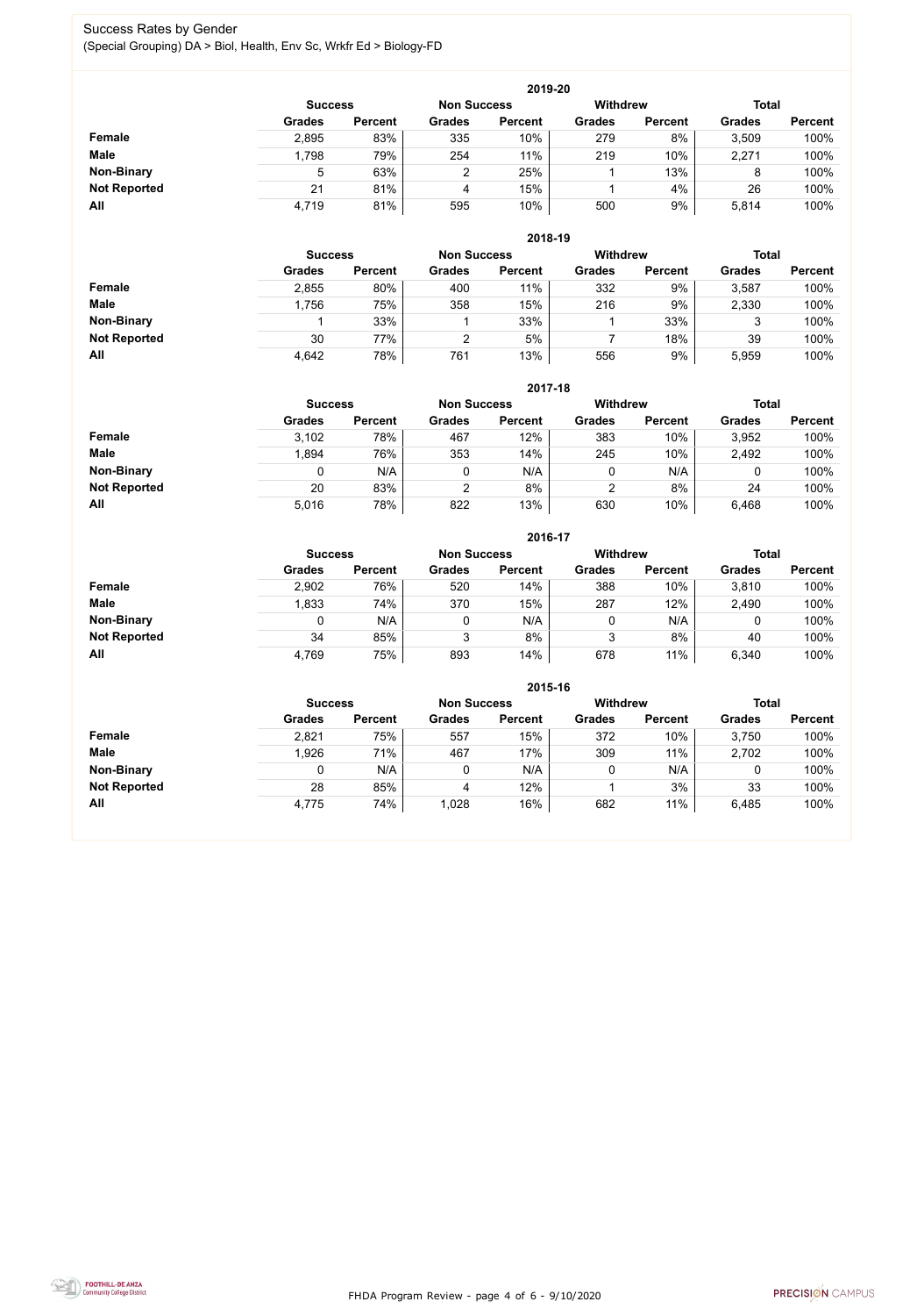# Success Rates by Gender

(Special Grouping) DA > Biol, Health, Env Sc, Wrkfr Ed > Biology-FD

## 2019-20

| | Success | | Non Success | | Withdrew | | Total | |
|---|---|---|---|---|---|---|---|---|
| | Grades | Percent | Grades | Percent | Grades | Percent | Grades | Percent |
| **Female** | 2,895 | 83% | 335 | 10% | 279 | 8% | 3,509 | 100% |
| **Male** | 1,798 | 79% | 254 | 11% | 219 | 10% | 2,271 | 100% |
| **Non-Binary** | 5 | 63% | 2 | 25% | 1 | 13% | 8 | 100% |
| **Not Reported** | 21 | 81% | 4 | 15% | 1 | 4% | 26 | 100% |
| **All** | 4,719 | 81% | 595 | 10% | 500 | 9% | 5,814 | 100% |

## 2018-19

| | Success | | Non Success | | Withdrew | | Total | |
|---|---|---|---|---|---|---|---|---|
| | Grades | Percent | Grades | Percent | Grades | Percent | Grades | Percent |
| **Female** | 2,855 | 80% | 400 | 11% | 332 | 9% | 3,587 | 100% |
| **Male** | 1,756 | 75% | 358 | 15% | 216 | 9% | 2,330 | 100% |
| **Non-Binary** | 1 | 33% | 1 | 33% | 1 | 33% | 3 | 100% |
| **Not Reported** | 30 | 77% | 2 | 5% | 7 | 18% | 39 | 100% |
| **All** | 4,642 | 78% | 761 | 13% | 556 | 9% | 5,959 | 100% |

## 2017-18

| | Success | | Non Success | | Withdrew | | Total | |
|---|---|---|---|---|---|---|---|---|
| | Grades | Percent | Grades | Percent | Grades | Percent | Grades | Percent |
| **Female** | 3,102 | 78% | 467 | 12% | 383 | 10% | 3,952 | 100% |
| **Male** | 1,894 | 76% | 353 | 14% | 245 | 10% | 2,492 | 100% |
| **Non-Binary** | 0 | N/A | 0 | N/A | 0 | N/A | 0 | 100% |
| **Not Reported** | 20 | 83% | 2 | 8% | 2 | 8% | 24 | 100% |
| **All** | 5,016 | 78% | 822 | 13% | 630 | 10% | 6,468 | 100% |

## 2016-17

| | Success | | Non Success | | Withdrew | | Total | |
|---|---|---|---|---|---|---|---|---|
| | Grades | Percent | Grades | Percent | Grades | Percent | Grades | Percent |
| **Female** | 2,902 | 76% | 520 | 14% | 388 | 10% | 3,810 | 100% |
| **Male** | 1,833 | 74% | 370 | 15% | 287 | 12% | 2,490 | 100% |
| **Non-Binary** | 0 | N/A | 0 | N/A | 0 | N/A | 0 | 100% |
| **Not Reported** | 34 | 85% | 3 | 8% | 3 | 8% | 40 | 100% |
| **All** | 4,769 | 75% | 893 | 14% | 678 | 11% | 6,340 | 100% |

## 2015-16

| | Success | | Non Success | | Withdrew | | Total | |
|---|---|---|---|---|---|---|---|---|
| | Grades | Percent | Grades | Percent | Grades | Percent | Grades | Percent |
| **Female** | 2,821 | 75% | 557 | 15% | 372 | 10% | 3,750 | 100% |
| **Male** | 1,926 | 71% | 467 | 17% | 309 | 11% | 2,702 | 100% |
| **Non-Binary** | 0 | N/A | 0 | N/A | 0 | N/A | 0 | 100% |
| **Not Reported** | 28 | 85% | 4 | 12% | 1 | 3% | 33 | 100% |
| **All** | 4,775 | 74% | 1,028 | 16% | 682 | 11% | 6,485 | 100% |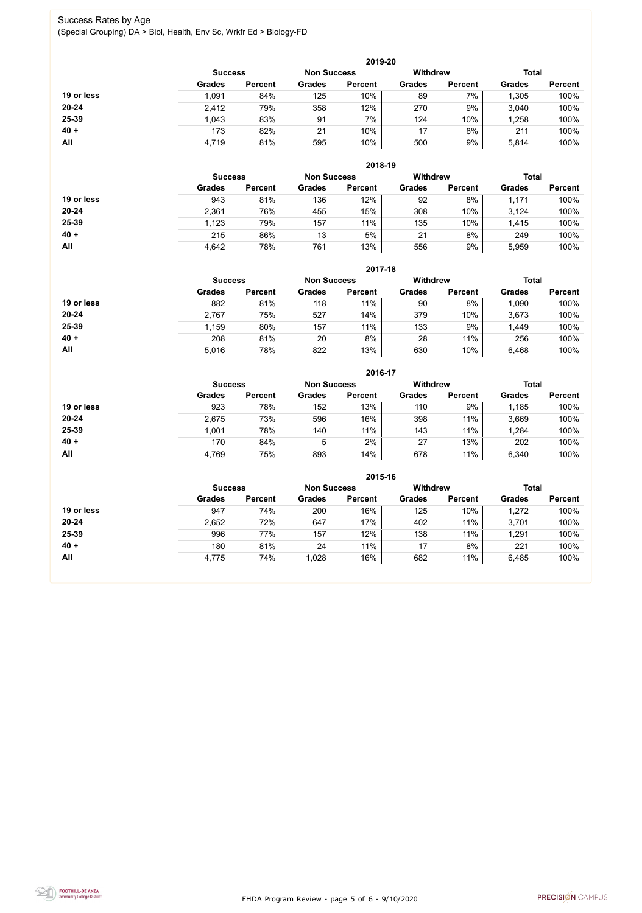# Success Rates by Age

(Special Grouping) DA > Biol, Health, Env Sc, Wrkfr Ed > Biology-FD

### 2019-20

| | Success | | Non Success | | Withdrew | | Total | |
|---|---|---|---|---|---|---|---|---|
| | Grades | Percent | Grades | Percent | Grades | Percent | Grades | Percent |
| **19 or less** | 1,091 | 84% | 125 | 10% | 89 | 7% | 1,305 | 100% |
| **20-24** | 2,412 | 79% | 358 | 12% | 270 | 9% | 3,040 | 100% |
| **25-39** | 1,043 | 83% | 91 | 7% | 124 | 10% | 1,258 | 100% |
| **40 +** | 173 | 82% | 21 | 10% | 17 | 8% | 211 | 100% |
| **All** | 4,719 | 81% | 595 | 10% | 500 | 9% | 5,814 | 100% |

### 2018-19

| | Success | | Non Success | | Withdrew | | Total | |
|---|---|---|---|---|---|---|---|---|
| | Grades | Percent | Grades | Percent | Grades | Percent | Grades | Percent |
| **19 or less** | 943 | 81% | 136 | 12% | 92 | 8% | 1,171 | 100% |
| **20-24** | 2,361 | 76% | 455 | 15% | 308 | 10% | 3,124 | 100% |
| **25-39** | 1,123 | 79% | 157 | 11% | 135 | 10% | 1,415 | 100% |
| **40 +** | 215 | 86% | 13 | 5% | 21 | 8% | 249 | 100% |
| **All** | 4,642 | 78% | 761 | 13% | 556 | 9% | 5,959 | 100% |

### 2017-18

| | Success | | Non Success | | Withdrew | | Total | |
|---|---|---|---|---|---|---|---|---|
| | Grades | Percent | Grades | Percent | Grades | Percent | Grades | Percent |
| **19 or less** | 882 | 81% | 118 | 11% | 90 | 8% | 1,090 | 100% |
| **20-24** | 2,767 | 75% | 527 | 14% | 379 | 10% | 3,673 | 100% |
| **25-39** | 1,159 | 80% | 157 | 11% | 133 | 9% | 1,449 | 100% |
| **40 +** | 208 | 81% | 20 | 8% | 28 | 11% | 256 | 100% |
| **All** | 5,016 | 78% | 822 | 13% | 630 | 10% | 6,468 | 100% |

### 2016-17

| | Success | | Non Success | | Withdrew | | Total | |
|---|---|---|---|---|---|---|---|---|
| | Grades | Percent | Grades | Percent | Grades | Percent | Grades | Percent |
| **19 or less** | 923 | 78% | 152 | 13% | 110 | 9% | 1,185 | 100% |
| **20-24** | 2,675 | 73% | 596 | 16% | 398 | 11% | 3,669 | 100% |
| **25-39** | 1,001 | 78% | 140 | 11% | 143 | 11% | 1,284 | 100% |
| **40 +** | 170 | 84% | 5 | 2% | 27 | 13% | 202 | 100% |
| **All** | 4,769 | 75% | 893 | 14% | 678 | 11% | 6,340 | 100% |

### 2015-16

| | Success | | Non Success | | Withdrew | | Total | |
|---|---|---|---|---|---|---|---|---|
| | Grades | Percent | Grades | Percent | Grades | Percent | Grades | Percent |
| **19 or less** | 947 | 74% | 200 | 16% | 125 | 10% | 1,272 | 100% |
| **20-24** | 2,652 | 72% | 647 | 17% | 402 | 11% | 3,701 | 100% |
| **25-39** | 996 | 77% | 157 | 12% | 138 | 11% | 1,291 | 100% |
| **40 +** | 180 | 81% | 24 | 11% | 17 | 8% | 221 | 100% |
| **All** | 4,775 | 74% | 1,028 | 16% | 682 | 11% | 6,485 | 100% |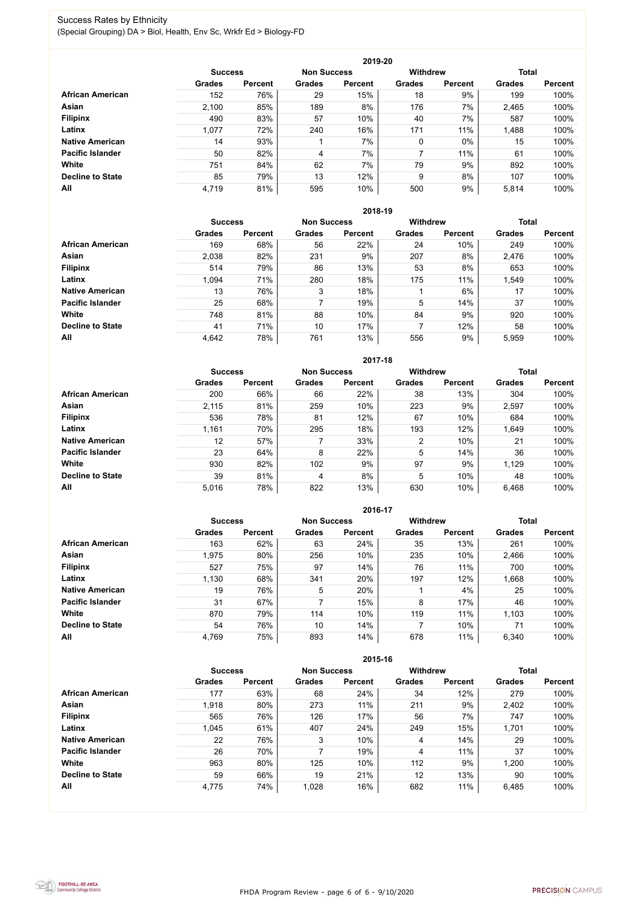# Success Rates by Ethnicity

(Special Grouping) DA > Biol, Health, Env Sc, Wrkfr Ed > Biology-FD

| 2019-20 | Success | | Non Success | | Withdrew | | Total | |
|---|---|---|---|---|---|---|---|---|
| | Grades | Percent | Grades | Percent | Grades | Percent | Grades | Percent |
| **African American** | 152 | 76% | 29 | 15% | 18 | 9% | 199 | 100% |
| **Asian** | 2,100 | 85% | 189 | 8% | 176 | 7% | 2,465 | 100% |
| **Filipinx** | 490 | 83% | 57 | 10% | 40 | 7% | 587 | 100% |
| **Latinx** | 1,077 | 72% | 240 | 16% | 171 | 11% | 1,488 | 100% |
| **Native American** | 14 | 93% | 1 | 7% | 0 | 0% | 15 | 100% |
| **Pacific Islander** | 50 | 82% | 4 | 7% | 7 | 11% | 61 | 100% |
| **White** | 751 | 84% | 62 | 7% | 79 | 9% | 892 | 100% |
| **Decline to State** | 85 | 79% | 13 | 12% | 9 | 8% | 107 | 100% |
| **All** | 4,719 | 81% | 595 | 10% | 500 | 9% | 5,814 | 100% |

| 2018-19 | Success | | Non Success | | Withdrew | | Total | |
|---|---|---|---|---|---|---|---|---|
| | Grades | Percent | Grades | Percent | Grades | Percent | Grades | Percent |
| **African American** | 169 | 68% | 56 | 22% | 24 | 10% | 249 | 100% |
| **Asian** | 2,038 | 82% | 231 | 9% | 207 | 8% | 2,476 | 100% |
| **Filipinx** | 514 | 79% | 86 | 13% | 53 | 8% | 653 | 100% |
| **Latinx** | 1,094 | 71% | 280 | 18% | 175 | 11% | 1,549 | 100% |
| **Native American** | 13 | 76% | 3 | 18% | 1 | 6% | 17 | 100% |
| **Pacific Islander** | 25 | 68% | 7 | 19% | 5 | 14% | 37 | 100% |
| **White** | 748 | 81% | 88 | 10% | 84 | 9% | 920 | 100% |
| **Decline to State** | 41 | 71% | 10 | 17% | 7 | 12% | 58 | 100% |
| **All** | 4,642 | 78% | 761 | 13% | 556 | 9% | 5,959 | 100% |

| 2017-18 | Success | | Non Success | | Withdrew | | Total | |
|---|---|---|---|---|---|---|---|---|
| | Grades | Percent | Grades | Percent | Grades | Percent | Grades | Percent |
| **African American** | 200 | 66% | 66 | 22% | 38 | 13% | 304 | 100% |
| **Asian** | 2,115 | 81% | 259 | 10% | 223 | 9% | 2,597 | 100% |
| **Filipinx** | 536 | 78% | 81 | 12% | 67 | 10% | 684 | 100% |
| **Latinx** | 1,161 | 70% | 295 | 18% | 193 | 12% | 1,649 | 100% |
| **Native American** | 12 | 57% | 7 | 33% | 2 | 10% | 21 | 100% |
| **Pacific Islander** | 23 | 64% | 8 | 22% | 5 | 14% | 36 | 100% |
| **White** | 930 | 82% | 102 | 9% | 97 | 9% | 1,129 | 100% |
| **Decline to State** | 39 | 81% | 4 | 8% | 5 | 10% | 48 | 100% |
| **All** | 5,016 | 78% | 822 | 13% | 630 | 10% | 6,468 | 100% |

| 2016-17 | Success | | Non Success | | Withdrew | | Total | |
|---|---|---|---|---|---|---|---|---|
| | Grades | Percent | Grades | Percent | Grades | Percent | Grades | Percent |
| **African American** | 163 | 62% | 63 | 24% | 35 | 13% | 261 | 100% |
| **Asian** | 1,975 | 80% | 256 | 10% | 235 | 10% | 2,466 | 100% |
| **Filipinx** | 527 | 75% | 97 | 14% | 76 | 11% | 700 | 100% |
| **Latinx** | 1,130 | 68% | 341 | 20% | 197 | 12% | 1,668 | 100% |
| **Native American** | 19 | 76% | 5 | 20% | 1 | 4% | 25 | 100% |
| **Pacific Islander** | 31 | 67% | 7 | 15% | 8 | 17% | 46 | 100% |
| **White** | 870 | 79% | 114 | 10% | 119 | 11% | 1,103 | 100% |
| **Decline to State** | 54 | 76% | 10 | 14% | 7 | 10% | 71 | 100% |
| **All** | 4,769 | 75% | 893 | 14% | 678 | 11% | 6,340 | 100% |

| 2015-16 | Success | | Non Success | | Withdrew | | Total | |
|---|---|---|---|---|---|---|---|---|
| | Grades | Percent | Grades | Percent | Grades | Percent | Grades | Percent |
| **African American** | 177 | 63% | 68 | 24% | 34 | 12% | 279 | 100% |
| **Asian** | 1,918 | 80% | 273 | 11% | 211 | 9% | 2,402 | 100% |
| **Filipinx** | 565 | 76% | 126 | 17% | 56 | 7% | 747 | 100% |
| **Latinx** | 1,045 | 61% | 407 | 24% | 249 | 15% | 1,701 | 100% |
| **Native American** | 22 | 76% | 3 | 10% | 4 | 14% | 29 | 100% |
| **Pacific Islander** | 26 | 70% | 7 | 19% | 4 | 11% | 37 | 100% |
| **White** | 963 | 80% | 125 | 10% | 112 | 9% | 1,200 | 100% |
| **Decline to State** | 59 | 66% | 19 | 21% | 12 | 13% | 90 | 100% |
| **All** | 4,775 | 74% | 1,028 | 16% | 682 | 11% | 6,485 | 100% |